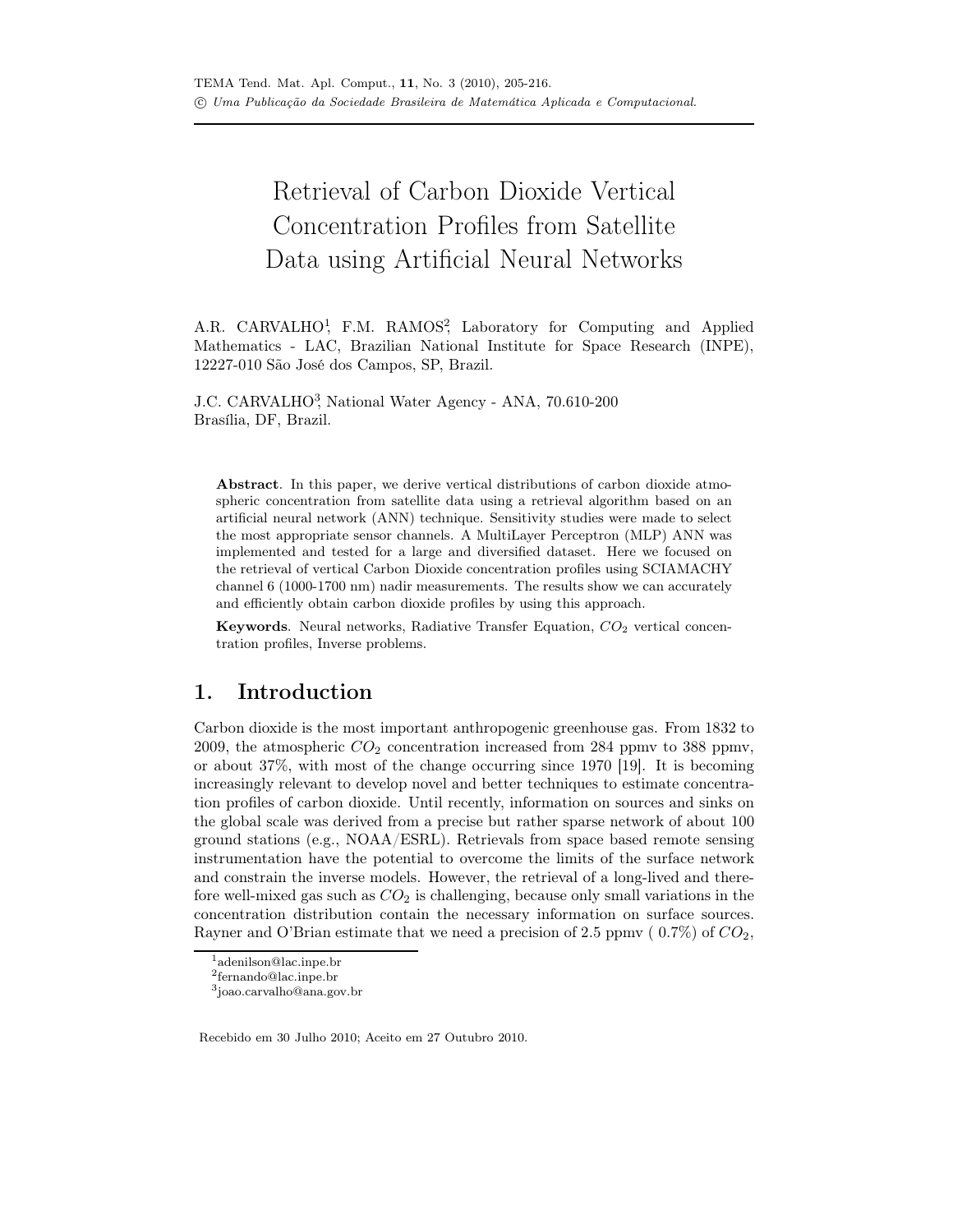# Retrieval of Carbon Dioxide Vertical Concentration Profiles from Satellite Data using Artificial Neural Networks

A.R. CARVALHO[1], F.M. RAMOS[2], Laboratory for Computing and Applied Mathematics - LAC, Brazilian National Institute for Space Research (INPE), 12227-010 São José dos Campos, SP, Brazil.

J.C. CARVALHO[3], National Water Agency - ANA, 70.610-200 Brasília, DF, Brazil.

**Abstract**. In this paper, we derive vertical distributions of carbon dioxide atmospheric concentration from satellite data using a retrieval algorithm based on an artificial neural network (ANN) technique. Sensitivity studies were made to select the most appropriate sensor channels. A MultiLayer Perceptron (MLP) ANN was implemented and tested for a large and diversified dataset. Here we focused on the retrieval of vertical Carbon Dioxide concentration profiles using SCIAMACHY channel 6 (1000-1700 nm) nadir measurements. The results show we can accurately and efficiently obtain carbon dioxide profiles by using this approach.

**Keywords**. Neural networks, Radiative Transfer Equation, $CO_2$ vertical concentration profiles, Inverse problems.

## 1. Introduction

Carbon dioxide is the most important anthropogenic greenhouse gas. From 1832 to 2009, the atmospheric $CO_2$ concentration increased from 284 ppmv to 388 ppmv, or about 37%, with most of the change occurring since 1970 [19]. It is becoming increasingly relevant to develop novel and better techniques to estimate concentration profiles of carbon dioxide. Until recently, information on sources and sinks on the global scale was derived from a precise but rather sparse network of about 100 ground stations (e.g., NOAA/ESRL). Retrievals from space based remote sensing instrumentation have the potential to overcome the limits of the surface network and constrain the inverse models. However, the retrieval of a long-lived and therefore well-mixed gas such as $CO_2$ is challenging, because only small variations in the concentration distribution contain the necessary information on surface sources. Rayner and O'Brian estimate that we need a precision of 2.5 ppmv ( 0.7%) of $CO_2$,

[1]adenilson@lac.inpe.br
[2]fernando@lac.inpe.br
[3]joao.carvalho@ana.gov.br

Recebido em 30 Julho 2010; Aceito em 27 Outubro 2010.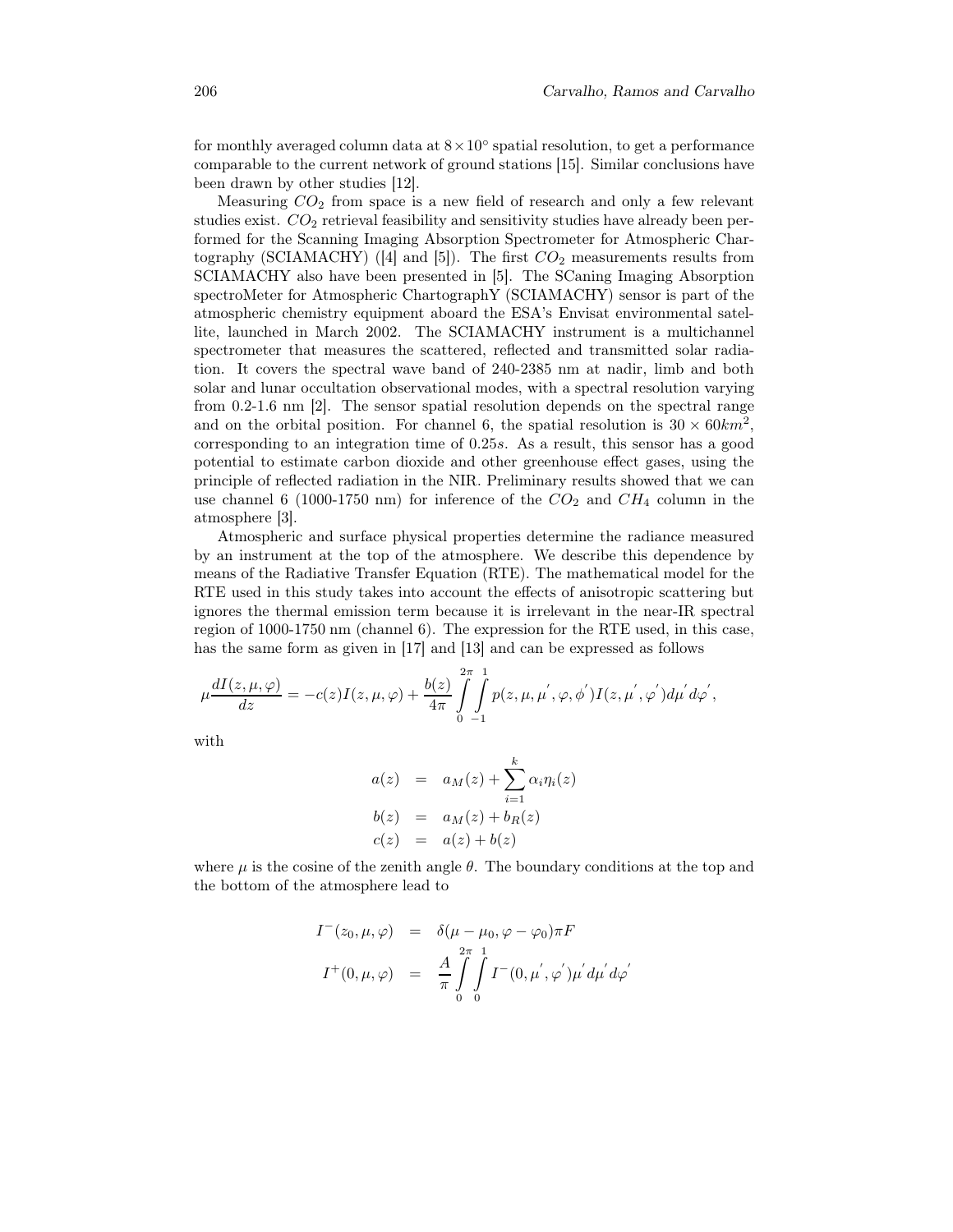for monthly averaged column data at $8 \times 10^{\circ}$ spatial resolution, to get a performance comparable to the current network of ground stations [15]. Similar conclusions have been drawn by other studies [12].

Measuring $CO_2$ from space is a new field of research and only a few relevant studies exist. $CO_2$ retrieval feasibility and sensitivity studies have already been performed for the Scanning Imaging Absorption Spectrometer for Atmospheric Chartography (SCIAMACHY) ([4] and [5]). The first $CO_2$ measurements results from SCIAMACHY also have been presented in [5]. The SCaning Imaging Absorption spectroMeter for Atmospheric ChartographY (SCIAMACHY) sensor is part of the atmospheric chemistry equipment aboard the ESA's Envisat environmental satellite, launched in March 2002. The SCIAMACHY instrument is a multichannel spectrometer that measures the scattered, reflected and transmitted solar radiation. It covers the spectral wave band of 240-2385 nm at nadir, limb and both solar and lunar occultation observational modes, with a spectral resolution varying from 0.2-1.6 nm [2]. The sensor spatial resolution depends on the spectral range and on the orbital position. For channel 6, the spatial resolution is $30 \times 60 km^2$, corresponding to an integration time of $0.25s$. As a result, this sensor has a good potential to estimate carbon dioxide and other greenhouse effect gases, using the principle of reflected radiation in the NIR. Preliminary results showed that we can use channel 6 (1000-1750 nm) for inference of the $CO_2$ and $CH_4$ column in the atmosphere [3].

Atmospheric and surface physical properties determine the radiance measured by an instrument at the top of the atmosphere. We describe this dependence by means of the Radiative Transfer Equation (RTE). The mathematical model for the RTE used in this study takes into account the effects of anisotropic scattering but ignores the thermal emission term because it is irrelevant in the near-IR spectral region of 1000-1750 nm (channel 6). The expression for the RTE used, in this case, has the same form as given in [17] and [13] and can be expressed as follows

$$\mu \frac{dI(z,\mu,\varphi)}{dz} = -c(z)I(z,\mu,\varphi) + \frac{b(z)}{4\pi} \int_0^{2\pi} \int_{-1}^{1} p(z,\mu,\mu',\varphi,\phi')I(z,\mu',\varphi')d\mu' d\varphi',$$

with

$$\begin{aligned} a(z) &= a_M(z) + \sum_{i=1}^{k} \alpha_i \eta_i(z) \\ b(z) &= a_M(z) + b_R(z) \\ c(z) &= a(z) + b(z) \end{aligned}$$

where $\mu$ is the cosine of the zenith angle $\theta$. The boundary conditions at the top and the bottom of the atmosphere lead to

$$\begin{aligned} I^{-}(z_0,\mu,\varphi) &= \delta(\mu - \mu_0, \varphi - \varphi_0)\pi F \\ I^{+}(0,\mu,\varphi) &= \frac{A}{\pi} \int_0^{2\pi} \int_0^{1} I^{-}(0,\mu',\varphi')\mu' d\mu' d\varphi' \end{aligned}$$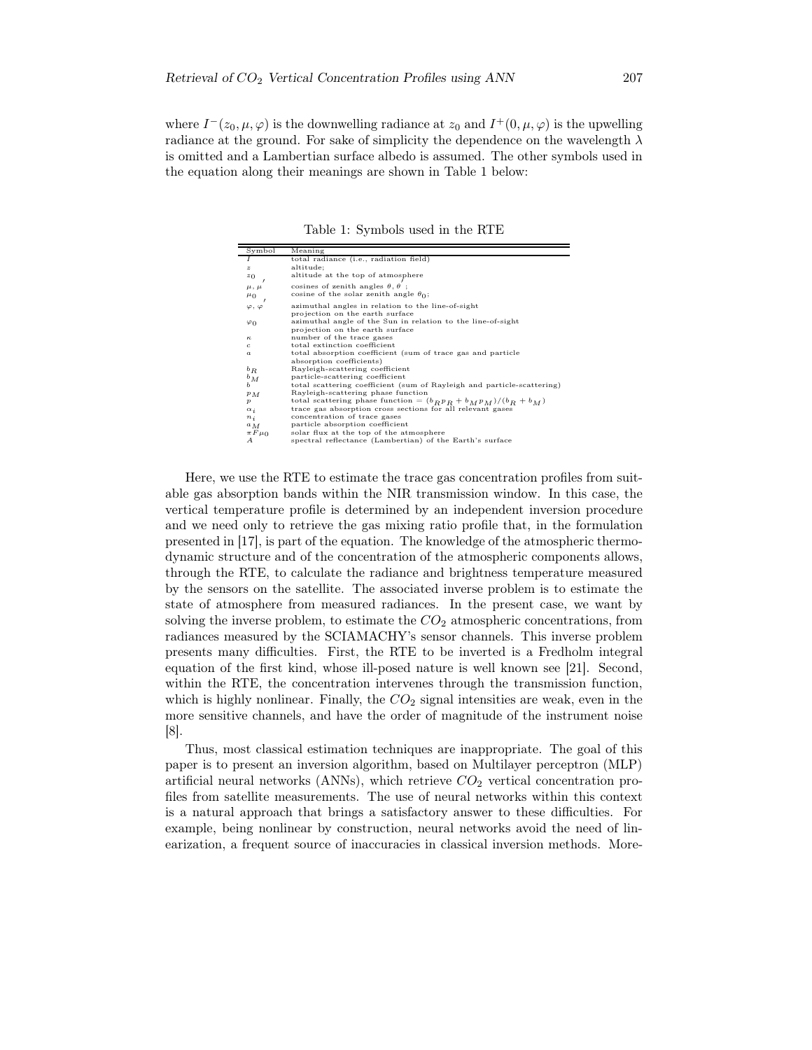where $I^-(z_0, \mu, \varphi)$ is the downwelling radiance at $z_0$ and $I^+(0, \mu, \varphi)$ is the upwelling radiance at the ground. For sake of simplicity the dependence on the wavelength $\lambda$ is omitted and a Lambertian surface albedo is assumed. The other symbols used in the equation along their meanings are shown in Table 1 below:

Table 1: Symbols used in the RTE

| Symbol | Meaning |
|---|---|
| $I$ | total radiance (i.e., radiation field) |
| $z$ | altitude; |
| $z_0$ | altitude at the top of atmosphere |
| $\mu, \mu'$ | cosines of zenith angles $\theta, \theta'$; |
| $\mu_0$ | cosine of the solar zenith angle $\theta_0$; |
| $\varphi, \varphi'$ | azimuthal angles in relation to the line-of-sight projection on the earth surface |
| $\varphi_0$ | azimuthal angle of the Sun in relation to the line-of-sight projection on the earth surface |
| $\kappa$ | number of the trace gases |
| $c$ | total extinction coefficient |
| $a$ | total absorption coefficient (sum of trace gas and particle absorption coefficients) |
| $b_R$ | Rayleigh-scattering coefficient |
| $b_M$ | particle-scattering coefficient |
| $b$ | total scattering coefficient (sum of Rayleigh and particle-scattering) |
| $p_M$ | Rayleigh-scattering phase function |
| $p$ | total scattering phase function = $(b_R p_R + b_M p_M)/(b_R + b_M)$ |
| $\alpha_i$ | trace gas absorption cross sections for all relevant gases |
| $n_i$ | concentration of trace gases |
| $a_M$ | particle absorption coefficient |
| $\pi F \mu_0$ | solar flux at the top of the atmosphere |
| $A$ | spectral reflectance (Lambertian) of the Earth's surface |

Here, we use the RTE to estimate the trace gas concentration profiles from suitable gas absorption bands within the NIR transmission window. In this case, the vertical temperature profile is determined by an independent inversion procedure and we need only to retrieve the gas mixing ratio profile that, in the formulation presented in [17], is part of the equation. The knowledge of the atmospheric thermodynamic structure and of the concentration of the atmospheric components allows, through the RTE, to calculate the radiance and brightness temperature measured by the sensors on the satellite. The associated inverse problem is to estimate the state of atmosphere from measured radiances. In the present case, we want by solving the inverse problem, to estimate the $CO_2$ atmospheric concentrations, from radiances measured by the SCIAMACHY's sensor channels. This inverse problem presents many difficulties. First, the RTE to be inverted is a Fredholm integral equation of the first kind, whose ill-posed nature is well known see [21]. Second, within the RTE, the concentration intervenes through the transmission function, which is highly nonlinear. Finally, the $CO_2$ signal intensities are weak, even in the more sensitive channels, and have the order of magnitude of the instrument noise [8].

Thus, most classical estimation techniques are inappropriate. The goal of this paper is to present an inversion algorithm, based on Multilayer perceptron (MLP) artificial neural networks (ANNs), which retrieve $CO_2$ vertical concentration profiles from satellite measurements. The use of neural networks within this context is a natural approach that brings a satisfactory answer to these difficulties. For example, being nonlinear by construction, neural networks avoid the need of linearization, a frequent source of inaccuracies in classical inversion methods. More-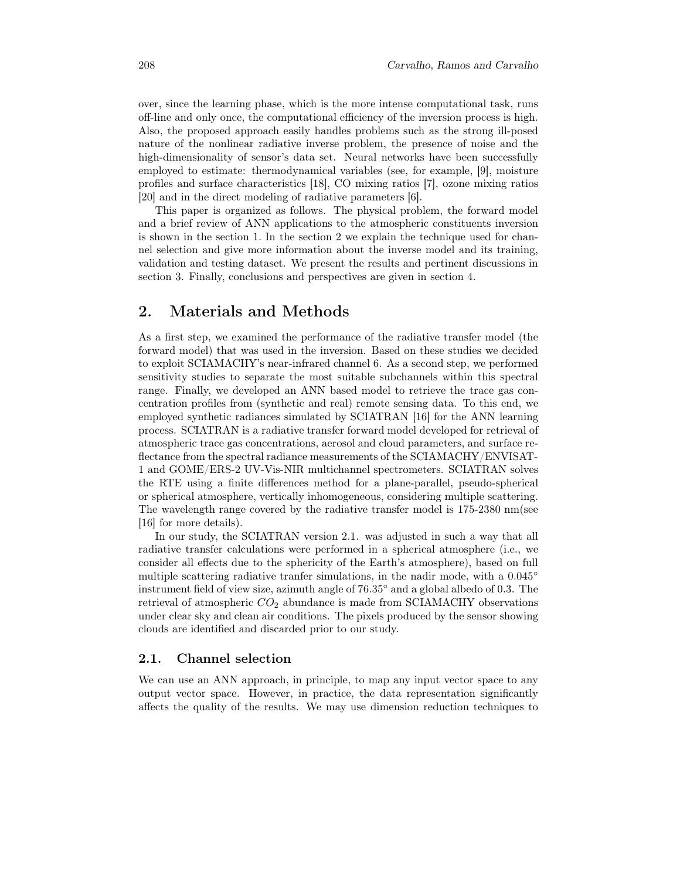over, since the learning phase, which is the more intense computational task, runs off-line and only once, the computational efficiency of the inversion process is high. Also, the proposed approach easily handles problems such as the strong ill-posed nature of the nonlinear radiative inverse problem, the presence of noise and the high-dimensionality of sensor's data set. Neural networks have been successfully employed to estimate: thermodynamical variables (see, for example, [9], moisture profiles and surface characteristics [18], CO mixing ratios [7], ozone mixing ratios [20] and in the direct modeling of radiative parameters [6].

This paper is organized as follows. The physical problem, the forward model and a brief review of ANN applications to the atmospheric constituents inversion is shown in the section 1. In the section 2 we explain the technique used for channel selection and give more information about the inverse model and its training, validation and testing dataset. We present the results and pertinent discussions in section 3. Finally, conclusions and perspectives are given in section 4.

## 2. Materials and Methods

As a first step, we examined the performance of the radiative transfer model (the forward model) that was used in the inversion. Based on these studies we decided to exploit SCIAMACHY's near-infrared channel 6. As a second step, we performed sensitivity studies to separate the most suitable subchannels within this spectral range. Finally, we developed an ANN based model to retrieve the trace gas concentration profiles from (synthetic and real) remote sensing data. To this end, we employed synthetic radiances simulated by SCIATRAN [16] for the ANN learning process. SCIATRAN is a radiative transfer forward model developed for retrieval of atmospheric trace gas concentrations, aerosol and cloud parameters, and surface reflectance from the spectral radiance measurements of the SCIAMACHY/ENVISAT-1 and GOME/ERS-2 UV-Vis-NIR multichannel spectrometers. SCIATRAN solves the RTE using a finite differences method for a plane-parallel, pseudo-spherical or spherical atmosphere, vertically inhomogeneous, considering multiple scattering. The wavelength range covered by the radiative transfer model is 175-2380 nm(see [16] for more details).

In our study, the SCIATRAN version 2.1. was adjusted in such a way that all radiative transfer calculations were performed in a spherical atmosphere (i.e., we consider all effects due to the sphericity of the Earth's atmosphere), based on full multiple scattering radiative tranfer simulations, in the nadir mode, with a $0.045^\circ$ instrument field of view size, azimuth angle of $76.35^\circ$ and a global albedo of 0.3. The retrieval of atmospheric $CO_2$ abundance is made from SCIAMACHY observations under clear sky and clean air conditions. The pixels produced by the sensor showing clouds are identified and discarded prior to our study.

### 2.1. Channel selection

We can use an ANN approach, in principle, to map any input vector space to any output vector space. However, in practice, the data representation significantly affects the quality of the results. We may use dimension reduction techniques to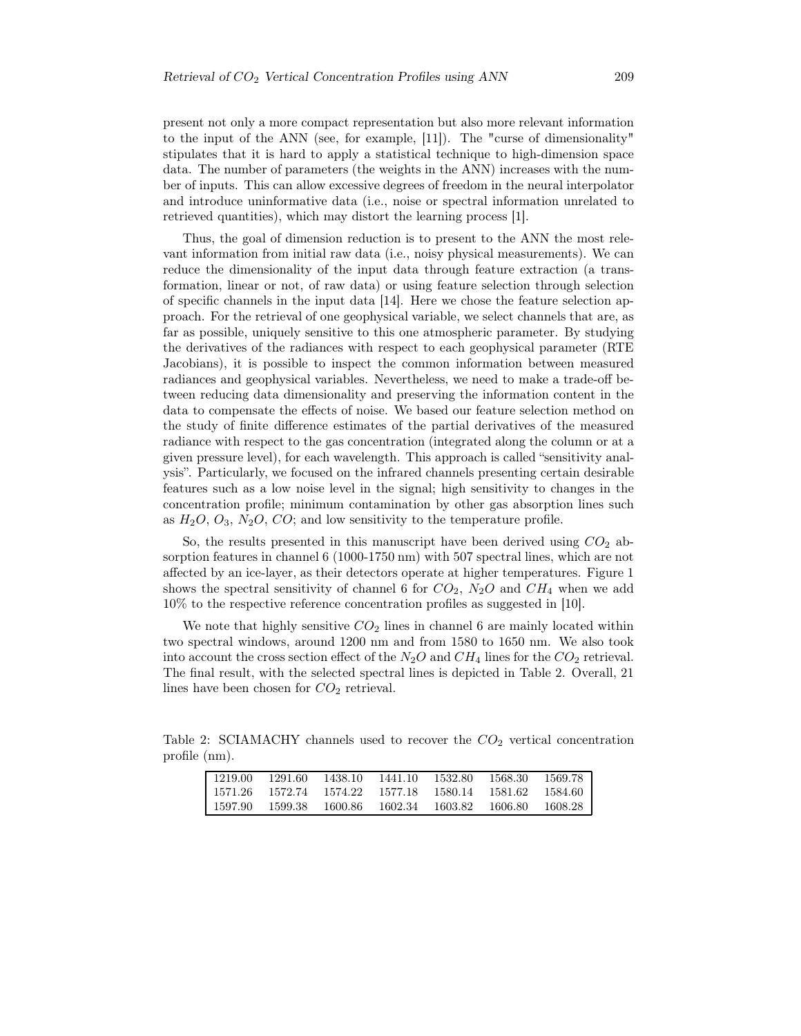present not only a more compact representation but also more relevant information to the input of the ANN (see, for example, [11]). The "curse of dimensionality" stipulates that it is hard to apply a statistical technique to high-dimension space data. The number of parameters (the weights in the ANN) increases with the number of inputs. This can allow excessive degrees of freedom in the neural interpolator and introduce uninformative data (i.e., noise or spectral information unrelated to retrieved quantities), which may distort the learning process [1].

Thus, the goal of dimension reduction is to present to the ANN the most relevant information from initial raw data (i.e., noisy physical measurements). We can reduce the dimensionality of the input data through feature extraction (a transformation, linear or not, of raw data) or using feature selection through selection of specific channels in the input data [14]. Here we chose the feature selection approach. For the retrieval of one geophysical variable, we select channels that are, as far as possible, uniquely sensitive to this one atmospheric parameter. By studying the derivatives of the radiances with respect to each geophysical parameter (RTE Jacobians), it is possible to inspect the common information between measured radiances and geophysical variables. Nevertheless, we need to make a trade-off between reducing data dimensionality and preserving the information content in the data to compensate the effects of noise. We based our feature selection method on the study of finite difference estimates of the partial derivatives of the measured radiance with respect to the gas concentration (integrated along the column or at a given pressure level), for each wavelength. This approach is called "sensitivity analysis". Particularly, we focused on the infrared channels presenting certain desirable features such as a low noise level in the signal; high sensitivity to changes in the concentration profile; minimum contamination by other gas absorption lines such as $H_2O$, $O_3$, $N_2O$, $CO$; and low sensitivity to the temperature profile.

So, the results presented in this manuscript have been derived using $CO_2$ absorption features in channel 6 (1000-1750 nm) with 507 spectral lines, which are not affected by an ice-layer, as their detectors operate at higher temperatures. Figure 1 shows the spectral sensitivity of channel 6 for $CO_2$, $N_2O$ and $CH_4$ when we add 10% to the respective reference concentration profiles as suggested in [10].

We note that highly sensitive $CO_2$ lines in channel 6 are mainly located within two spectral windows, around 1200 nm and from 1580 to 1650 nm. We also took into account the cross section effect of the $N_2O$ and $CH_4$ lines for the $CO_2$ retrieval. The final result, with the selected spectral lines is depicted in Table 2. Overall, 21 lines have been chosen for $CO_2$ retrieval.

Table 2: SCIAMACHY channels used to recover the $CO_2$ vertical concentration profile (nm).

| | | | | | | |
|---|---|---|---|---|---|---|
| 1219.00 | 1291.60 | 1438.10 | 1441.10 | 1532.80 | 1568.30 | 1569.78 |
| 1571.26 | 1572.74 | 1574.22 | 1577.18 | 1580.14 | 1581.62 | 1584.60 |
| 1597.90 | 1599.38 | 1600.86 | 1602.34 | 1603.82 | 1606.80 | 1608.28 |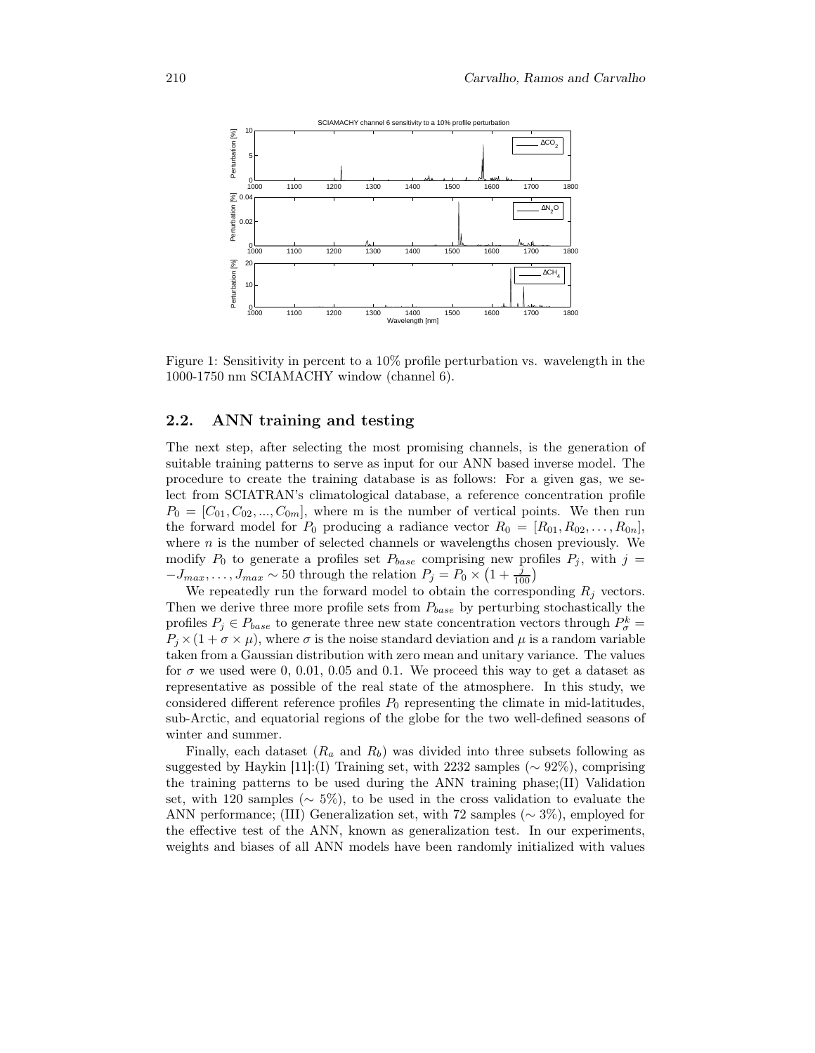Figure 1: Sensitivity in percent to a 10% profile perturbation vs. wavelength in the 1000-1750 nm SCIAMACHY window (channel 6).

## 2.2. ANN training and testing

The next step, after selecting the most promising channels, is the generation of suitable training patterns to serve as input for our ANN based inverse model. The procedure to create the training database is as follows: For a given gas, we select from SCIATRAN's climatological database, a reference concentration profile $P_0 = [C_{01}, C_{02}, ..., C_{0m}]$, where m is the number of vertical points. We then run the forward model for $P_0$ producing a radiance vector $R_0 = [R_{01}, R_{02}, \ldots, R_{0n}]$, where $n$ is the number of selected channels or wavelengths chosen previously. We modify $P_0$ to generate a profiles set $P_{base}$ comprising new profiles $P_j$, with $j = -J_{max}, \ldots, J_{max} \sim 50$ through the relation $P_j = P_0 \times \left(1 + \frac{j}{100}\right)$

We repeatedly run the forward model to obtain the corresponding $R_j$ vectors. Then we derive three more profile sets from $P_{base}$ by perturbing stochastically the profiles $P_j \in P_{base}$ to generate three new state concentration vectors through $P_{\sigma}^{k} = P_j \times (1 + \sigma \times \mu)$, where $\sigma$ is the noise standard deviation and $\mu$ is a random variable taken from a Gaussian distribution with zero mean and unitary variance. The values for $\sigma$ we used were 0, 0.01, 0.05 and 0.1. We proceed this way to get a dataset as representative as possible of the real state of the atmosphere. In this study, we considered different reference profiles $P_0$ representing the climate in mid-latitudes, sub-Arctic, and equatorial regions of the globe for the two well-defined seasons of winter and summer.

Finally, each dataset ($R_a$ and $R_b$) was divided into three subsets following as suggested by Haykin [11]:(I) Training set, with 2232 samples ($\sim$ 92%), comprising the training patterns to be used during the ANN training phase;(II) Validation set, with 120 samples ($\sim$ 5%), to be used in the cross validation to evaluate the ANN performance; (III) Generalization set, with 72 samples ($\sim$ 3%), employed for the effective test of the ANN, known as generalization test. In our experiments, weights and biases of all ANN models have been randomly initialized with values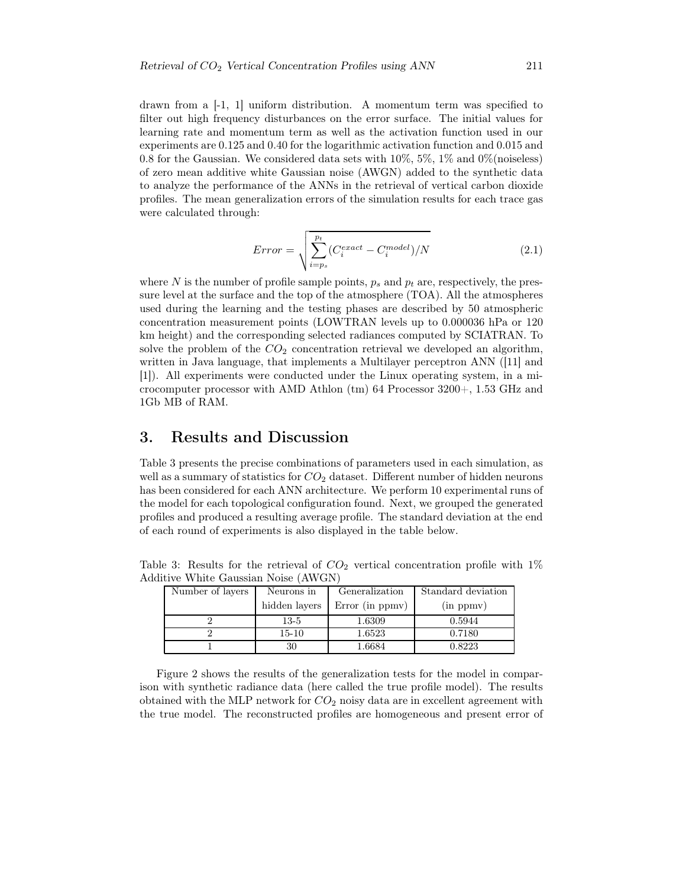drawn from a [-1, 1] uniform distribution. A momentum term was specified to filter out high frequency disturbances on the error surface. The initial values for learning rate and momentum term as well as the activation function used in our experiments are 0.125 and 0.40 for the logarithmic activation function and 0.015 and 0.8 for the Gaussian. We considered data sets with 10%, 5%, 1% and 0%(noiseless) of zero mean additive white Gaussian noise (AWGN) added to the synthetic data to analyze the performance of the ANNs in the retrieval of vertical carbon dioxide profiles. The mean generalization errors of the simulation results for each trace gas were calculated through:

$$Error = \sqrt{\sum_{i=p_s}^{p_t} (C_i^{exact} - C_i^{model})/N} \tag{2.1}$$

where $N$ is the number of profile sample points, $p_s$ and $p_t$ are, respectively, the pressure level at the surface and the top of the atmosphere (TOA). All the atmospheres used during the learning and the testing phases are described by 50 atmospheric concentration measurement points (LOWTRAN levels up to 0.000036 hPa or 120 km height) and the corresponding selected radiances computed by SCIATRAN. To solve the problem of the $CO_2$ concentration retrieval we developed an algorithm, written in Java language, that implements a Multilayer perceptron ANN ([11] and [1]). All experiments were conducted under the Linux operating system, in a microcomputer processor with AMD Athlon (tm) 64 Processor 3200+, 1.53 GHz and 1Gb MB of RAM.

## 3. Results and Discussion

Table 3 presents the precise combinations of parameters used in each simulation, as well as a summary of statistics for $CO_2$ dataset. Different number of hidden neurons has been considered for each ANN architecture. We perform 10 experimental runs of the model for each topological configuration found. Next, we grouped the generated profiles and produced a resulting average profile. The standard deviation at the end of each round of experiments is also displayed in the table below.

Table 3: Results for the retrieval of $CO_2$ vertical concentration profile with 1% Additive White Gaussian Noise (AWGN)

| Number of layers | Neurons in hidden layers | Generalization Error (in ppmv) | Standard deviation (in ppmv) |
|---|---|---|---|
| 2 | 13-5 | 1.6309 | 0.5944 |
| 2 | 15-10 | 1.6523 | 0.7180 |
| 1 | 30 | 1.6684 | 0.8223 |

Figure 2 shows the results of the generalization tests for the model in comparison with synthetic radiance data (here called the true profile model). The results obtained with the MLP network for $CO_2$ noisy data are in excellent agreement with the true model. The reconstructed profiles are homogeneous and present error of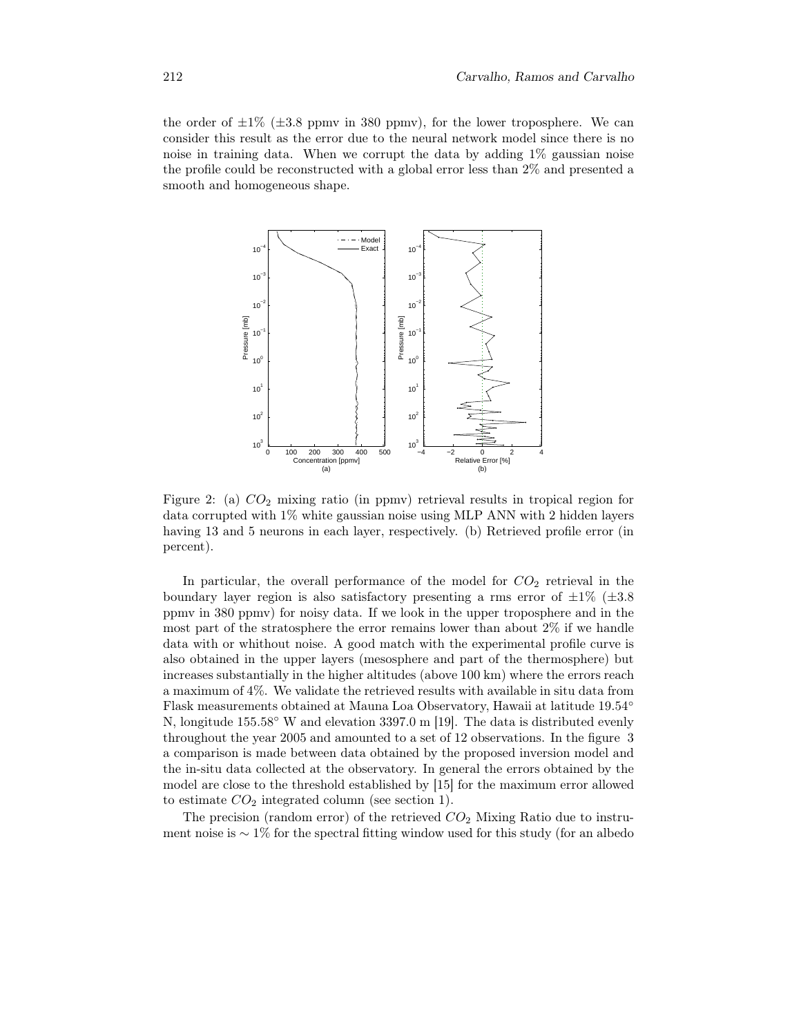the order of $\pm 1\%$ ($\pm 3.8$ ppmv in 380 ppmv), for the lower troposphere. We can consider this result as the error due to the neural network model since there is no noise in training data. When we corrupt the data by adding 1% gaussian noise the profile could be reconstructed with a global error less than 2% and presented a smooth and homogeneous shape.

Figure 2: (a) $CO_2$ mixing ratio (in ppmv) retrieval results in tropical region for data corrupted with 1% white gaussian noise using MLP ANN with 2 hidden layers having 13 and 5 neurons in each layer, respectively. (b) Retrieved profile error (in percent).

In particular, the overall performance of the model for $CO_2$ retrieval in the boundary layer region is also satisfactory presenting a rms error of $\pm 1\%$ ($\pm 3.8$ ppmv in 380 ppmv) for noisy data. If we look in the upper troposphere and in the most part of the stratosphere the error remains lower than about 2% if we handle data with or whithout noise. A good match with the experimental profile curve is also obtained in the upper layers (mesosphere and part of the thermosphere) but increases substantially in the higher altitudes (above 100 km) where the errors reach a maximum of 4%. We validate the retrieved results with available in situ data from Flask measurements obtained at Mauna Loa Observatory, Hawaii at latitude 19.54° N, longitude 155.58° W and elevation 3397.0 m [19]. The data is distributed evenly throughout the year 2005 and amounted to a set of 12 observations. In the figure 3 a comparison is made between data obtained by the proposed inversion model and the in-situ data collected at the observatory. In general the errors obtained by the model are close to the threshold established by [15] for the maximum error allowed to estimate $CO_2$ integrated column (see section 1).

The precision (random error) of the retrieved $CO_2$ Mixing Ratio due to instrument noise is $\sim 1\%$ for the spectral fitting window used for this study (for an albedo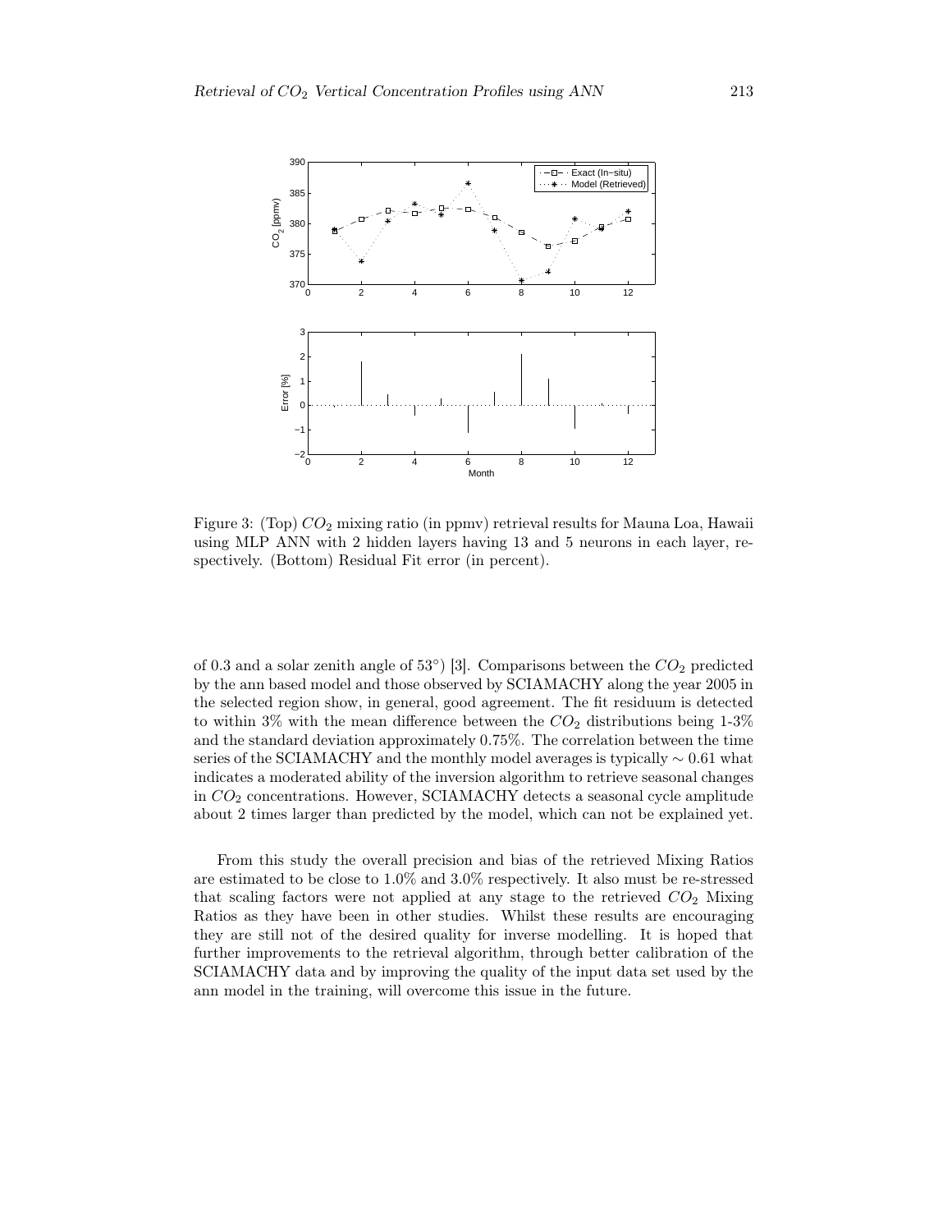Figure 3: (Top) $CO_2$ mixing ratio (in ppmv) retrieval results for Mauna Loa, Hawaii using MLP ANN with 2 hidden layers having 13 and 5 neurons in each layer, respectively. (Bottom) Residual Fit error (in percent).

of 0.3 and a solar zenith angle of 53°) [3]. Comparisons between the $CO_2$ predicted by the ann based model and those observed by SCIAMACHY along the year 2005 in the selected region show, in general, good agreement. The fit residuum is detected to within 3% with the mean difference between the $CO_2$ distributions being 1-3% and the standard deviation approximately 0.75%. The correlation between the time series of the SCIAMACHY and the monthly model averages is typically $\sim 0.61$ what indicates a moderated ability of the inversion algorithm to retrieve seasonal changes in $CO_2$ concentrations. However, SCIAMACHY detects a seasonal cycle amplitude about 2 times larger than predicted by the model, which can not be explained yet.

From this study the overall precision and bias of the retrieved Mixing Ratios are estimated to be close to 1.0% and 3.0% respectively. It also must be re-stressed that scaling factors were not applied at any stage to the retrieved $CO_2$ Mixing Ratios as they have been in other studies. Whilst these results are encouraging they are still not of the desired quality for inverse modelling. It is hoped that further improvements to the retrieval algorithm, through better calibration of the SCIAMACHY data and by improving the quality of the input data set used by the ann model in the training, will overcome this issue in the future.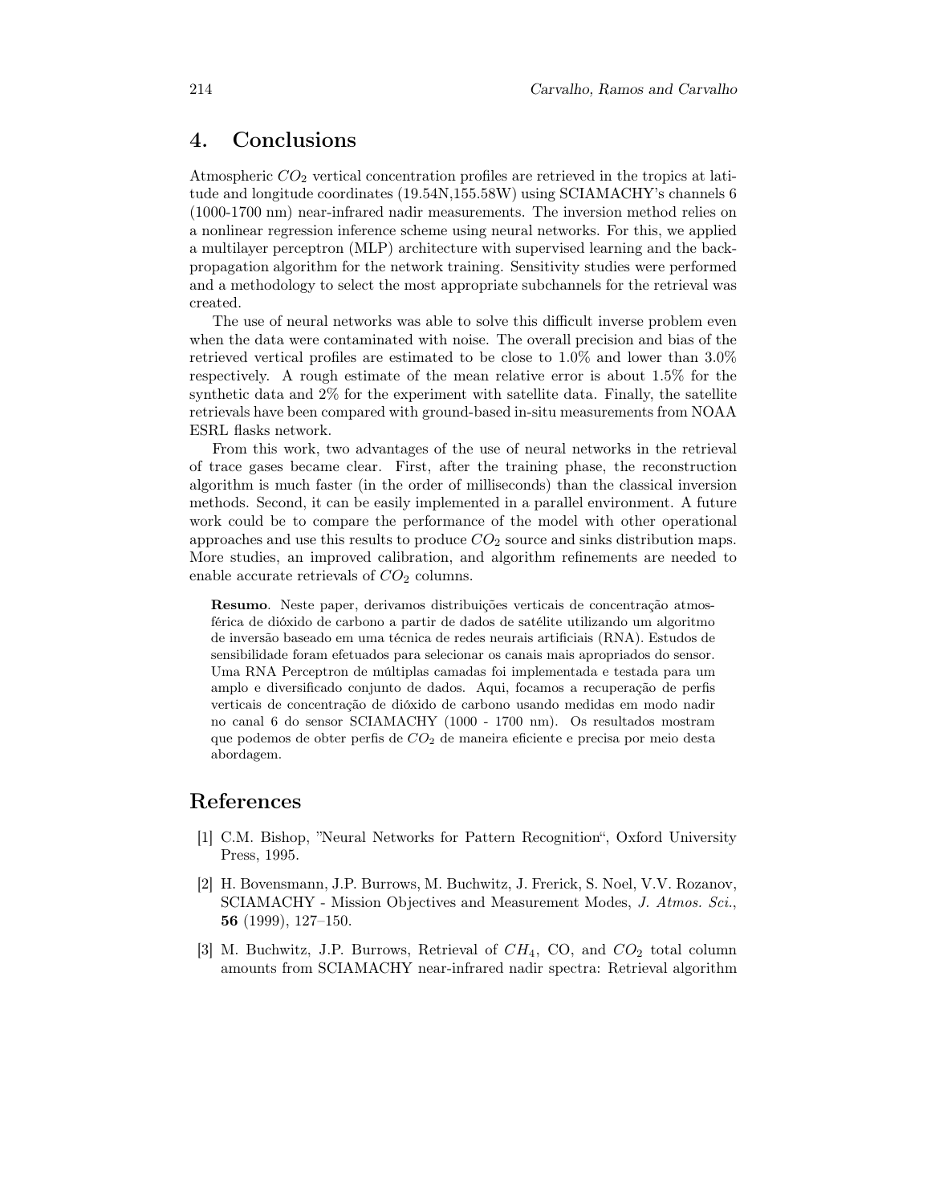## 4. Conclusions

Atmospheric $CO_2$ vertical concentration profiles are retrieved in the tropics at latitude and longitude coordinates (19.54N,155.58W) using SCIAMACHY's channels 6 (1000-1700 nm) near-infrared nadir measurements. The inversion method relies on a nonlinear regression inference scheme using neural networks. For this, we applied a multilayer perceptron (MLP) architecture with supervised learning and the back-propagation algorithm for the network training. Sensitivity studies were performed and a methodology to select the most appropriate subchannels for the retrieval was created.

The use of neural networks was able to solve this difficult inverse problem even when the data were contaminated with noise. The overall precision and bias of the retrieved vertical profiles are estimated to be close to 1.0% and lower than 3.0% respectively. A rough estimate of the mean relative error is about 1.5% for the synthetic data and 2% for the experiment with satellite data. Finally, the satellite retrievals have been compared with ground-based in-situ measurements from NOAA ESRL flasks network.

From this work, two advantages of the use of neural networks in the retrieval of trace gases became clear. First, after the training phase, the reconstruction algorithm is much faster (in the order of milliseconds) than the classical inversion methods. Second, it can be easily implemented in a parallel environment. A future work could be to compare the performance of the model with other operational approaches and use this results to produce $CO_2$ source and sinks distribution maps. More studies, an improved calibration, and algorithm refinements are needed to enable accurate retrievals of $CO_2$ columns.

> **Resumo**. Neste paper, derivamos distribuições verticais de concentração atmosférica de dióxido de carbono a partir de dados de satélite utilizando um algoritmo de inversão baseado em uma técnica de redes neurais artificiais (RNA). Estudos de sensibilidade foram efetuados para selecionar os canais mais apropriados do sensor. Uma RNA Perceptron de múltiplas camadas foi implementada e testada para um amplo e diversificado conjunto de dados. Aqui, focamos a recuperação de perfis verticais de concentração de dióxido de carbono usando medidas em modo nadir no canal 6 do sensor SCIAMACHY (1000 - 1700 nm). Os resultados mostram que podemos de obter perfis de $CO_2$ de maneira eficiente e precisa por meio desta abordagem.

## References

[1] C.M. Bishop, "Neural Networks for Pattern Recognition", Oxford University Press, 1995.

[2] H. Bovensmann, J.P. Burrows, M. Buchwitz, J. Frerick, S. Noel, V.V. Rozanov, SCIAMACHY - Mission Objectives and Measurement Modes, *J. Atmos. Sci.*, **56** (1999), 127–150.

[3] M. Buchwitz, J.P. Burrows, Retrieval of $CH_4$, CO, and $CO_2$ total column amounts from SCIAMACHY near-infrared nadir spectra: Retrieval algorithm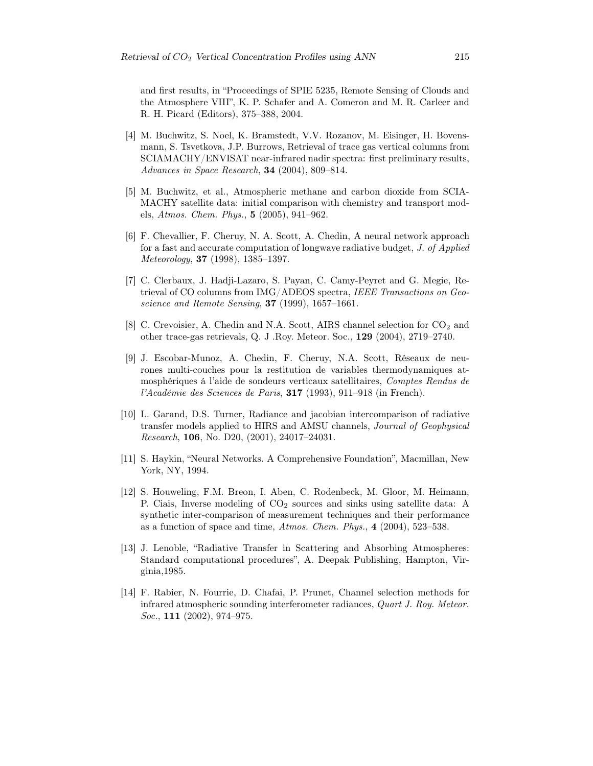and first results, in "Proceedings of SPIE 5235, Remote Sensing of Clouds and the Atmosphere VIII", K. P. Schafer and A. Comeron and M. R. Carleer and R. H. Picard (Editors), 375–388, 2004.

[4] M. Buchwitz, S. Noel, K. Bramstedt, V.V. Rozanov, M. Eisinger, H. Bovensmann, S. Tsvetkova, J.P. Burrows, Retrieval of trace gas vertical columns from SCIAMACHY/ENVISAT near-infrared nadir spectra: first preliminary results, *Advances in Space Research*, **34** (2004), 809–814.

[5] M. Buchwitz, et al., Atmospheric methane and carbon dioxide from SCIAMACHY satellite data: initial comparison with chemistry and transport models, *Atmos. Chem. Phys.*, **5** (2005), 941–962.

[6] F. Chevallier, F. Cheruy, N. A. Scott, A. Chedin, A neural network approach for a fast and accurate computation of longwave radiative budget, *J. of Applied Meteorology*, **37** (1998), 1385–1397.

[7] C. Clerbaux, J. Hadji-Lazaro, S. Payan, C. Camy-Peyret and G. Megie, Retrieval of CO columns from IMG/ADEOS spectra, *IEEE Transactions on Geoscience and Remote Sensing*, **37** (1999), 1657–1661.

[8] C. Crevoisier, A. Chedin and N.A. Scott, AIRS channel selection for $CO_2$ and other trace-gas retrievals, Q. J .Roy. Meteor. Soc., **129** (2004), 2719–2740.

[9] J. Escobar-Munoz, A. Chedin, F. Cheruy, N.A. Scott, Réseaux de neurones multi-couches pour la restitution de variables thermodynamiques atmosphériques á l'aide de sondeurs verticaux satellitaires, *Comptes Rendus de l'Académie des Sciences de Paris*, **317** (1993), 911–918 (in French).

[10] L. Garand, D.S. Turner, Radiance and jacobian intercomparison of radiative transfer models applied to HIRS and AMSU channels, *Journal of Geophysical Research*, **106**, No. D20, (2001), 24017–24031.

[11] S. Haykin, "Neural Networks. A Comprehensive Foundation", Macmillan, New York, NY, 1994.

[12] S. Houweling, F.M. Breon, I. Aben, C. Rodenbeck, M. Gloor, M. Heimann, P. Ciais, Inverse modeling of $CO_2$ sources and sinks using satellite data: A synthetic inter-comparison of measurement techniques and their performance as a function of space and time, *Atmos. Chem. Phys.*, **4** (2004), 523–538.

[13] J. Lenoble, "Radiative Transfer in Scattering and Absorbing Atmospheres: Standard computational procedures", A. Deepak Publishing, Hampton, Virginia,1985.

[14] F. Rabier, N. Fourrie, D. Chafai, P. Prunet, Channel selection methods for infrared atmospheric sounding interferometer radiances, *Quart J. Roy. Meteor. Soc.*, **111** (2002), 974–975.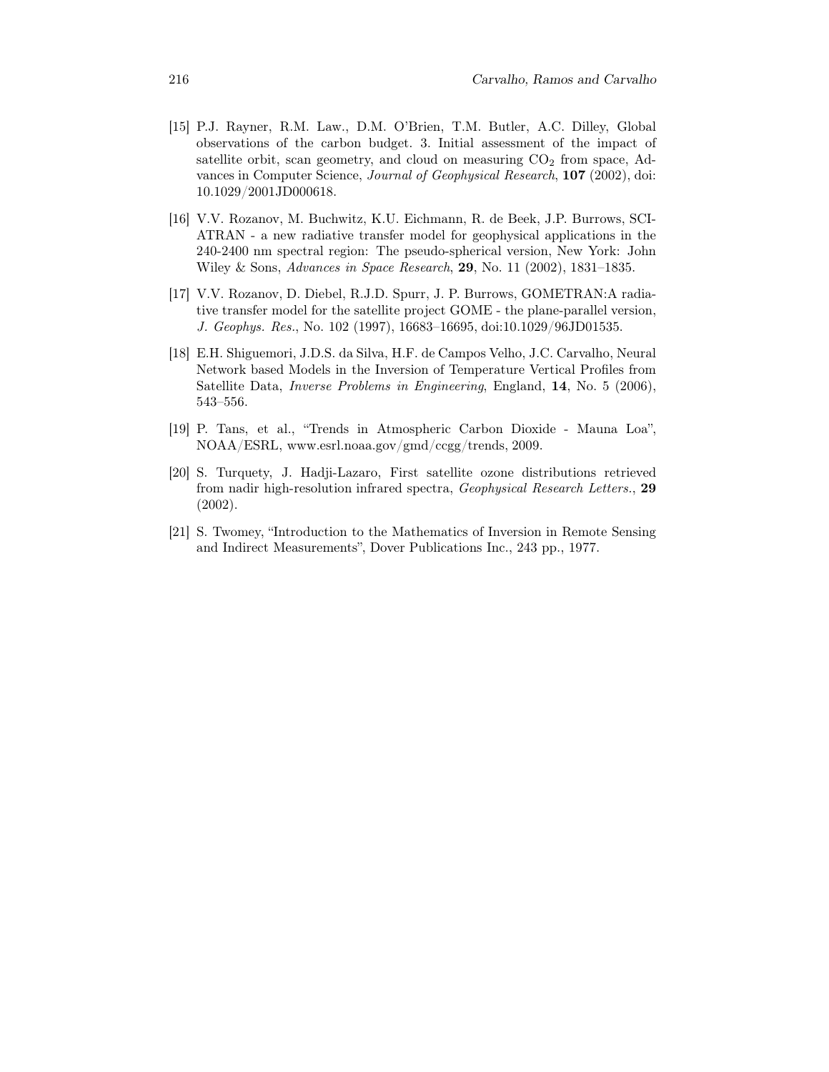[15] P.J. Rayner, R.M. Law., D.M. O'Brien, T.M. Butler, A.C. Dilley, Global observations of the carbon budget. 3. Initial assessment of the impact of satellite orbit, scan geometry, and cloud on measuring $CO_2$ from space, Advances in Computer Science, *Journal of Geophysical Research*, **107** (2002), doi: 10.1029/2001JD000618.

[16] V.V. Rozanov, M. Buchwitz, K.U. Eichmann, R. de Beek, J.P. Burrows, SCI-ATRAN - a new radiative transfer model for geophysical applications in the 240-2400 nm spectral region: The pseudo-spherical version, New York: John Wiley & Sons, *Advances in Space Research*, **29**, No. 11 (2002), 1831–1835.

[17] V.V. Rozanov, D. Diebel, R.J.D. Spurr, J. P. Burrows, GOMETRAN:A radiative transfer model for the satellite project GOME - the plane-parallel version, *J. Geophys. Res.*, No. 102 (1997), 16683–16695, doi:10.1029/96JD01535.

[18] E.H. Shiguemori, J.D.S. da Silva, H.F. de Campos Velho, J.C. Carvalho, Neural Network based Models in the Inversion of Temperature Vertical Profiles from Satellite Data, *Inverse Problems in Engineering*, England, **14**, No. 5 (2006), 543–556.

[19] P. Tans, et al., "Trends in Atmospheric Carbon Dioxide - Mauna Loa", NOAA/ESRL, www.esrl.noaa.gov/gmd/ccgg/trends, 2009.

[20] S. Turquety, J. Hadji-Lazaro, First satellite ozone distributions retrieved from nadir high-resolution infrared spectra, *Geophysical Research Letters.*, **29** (2002).

[21] S. Twomey, "Introduction to the Mathematics of Inversion in Remote Sensing and Indirect Measurements", Dover Publications Inc., 243 pp., 1977.